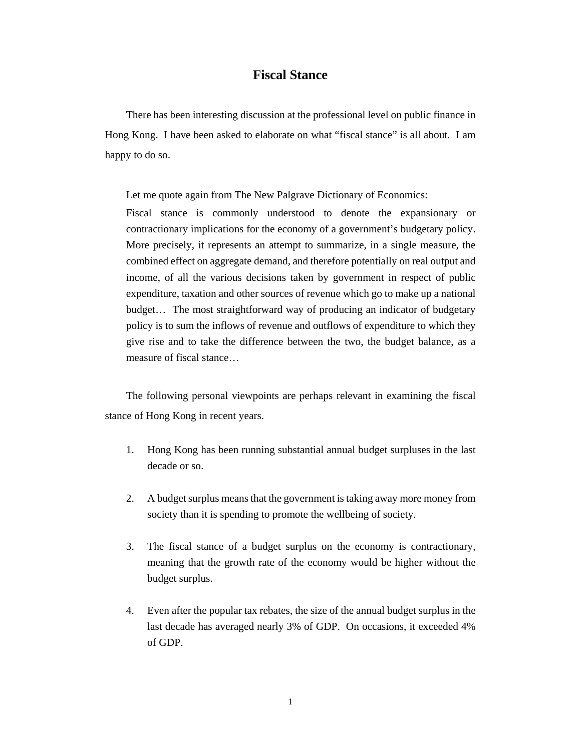# Fiscal Stance

There has been interesting discussion at the professional level on public finance in Hong Kong. I have been asked to elaborate on what "fiscal stance" is all about. I am happy to do so.

Let me quote again from The New Palgrave Dictionary of Economics:

> Fiscal stance is commonly understood to denote the expansionary or contractionary implications for the economy of a government's budgetary policy. More precisely, it represents an attempt to summarize, in a single measure, the combined effect on aggregate demand, and therefore potentially on real output and income, of all the various decisions taken by government in respect of public expenditure, taxation and other sources of revenue which go to make up a national budget… The most straightforward way of producing an indicator of budgetary policy is to sum the inflows of revenue and outflows of expenditure to which they give rise and to take the difference between the two, the budget balance, as a measure of fiscal stance…

The following personal viewpoints are perhaps relevant in examining the fiscal stance of Hong Kong in recent years.

1. Hong Kong has been running substantial annual budget surpluses in the last decade or so.

2. A budget surplus means that the government is taking away more money from society than it is spending to promote the wellbeing of society.

3. The fiscal stance of a budget surplus on the economy is contractionary, meaning that the growth rate of the economy would be higher without the budget surplus.

4. Even after the popular tax rebates, the size of the annual budget surplus in the last decade has averaged nearly 3% of GDP. On occasions, it exceeded 4% of GDP.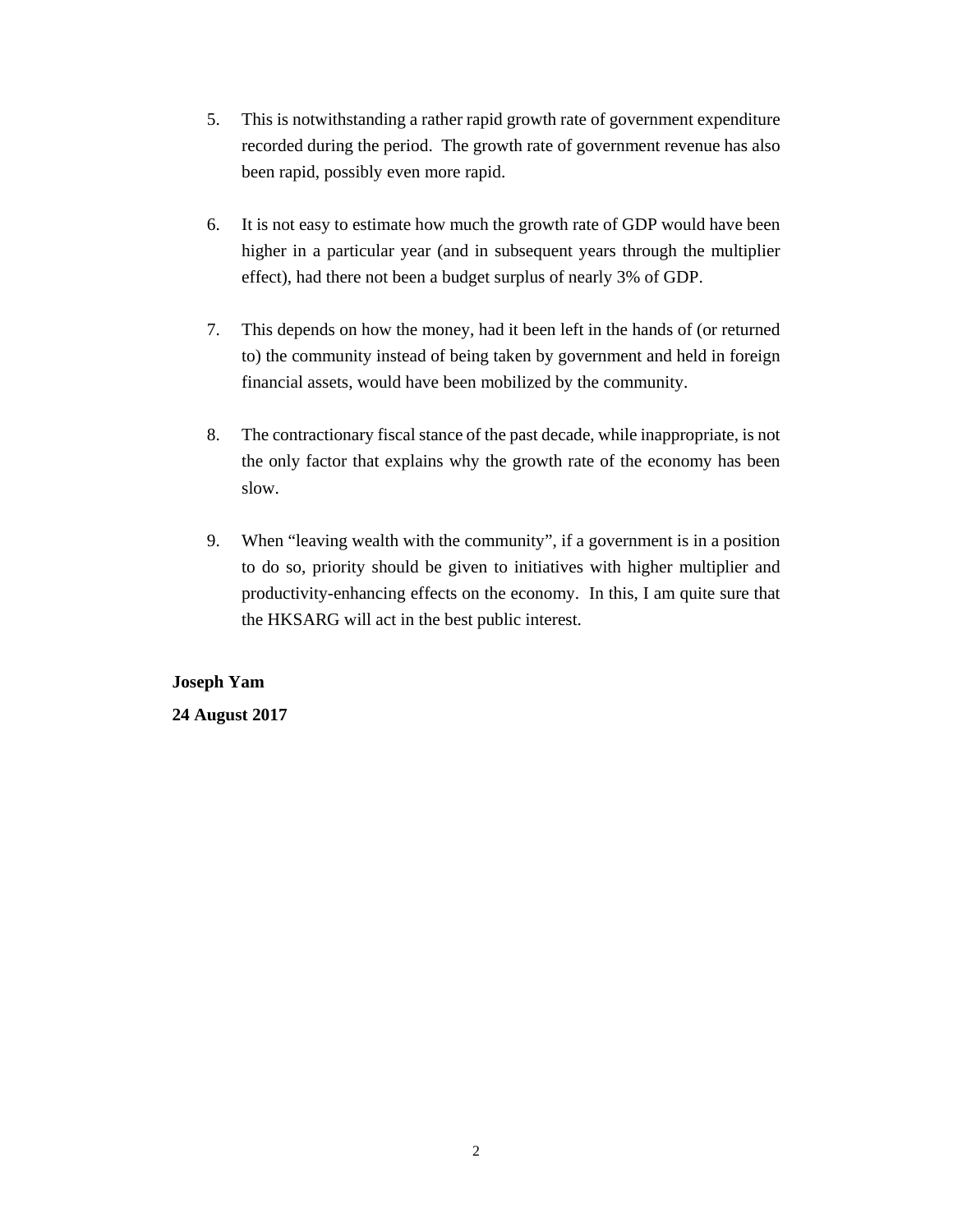5. This is notwithstanding a rather rapid growth rate of government expenditure recorded during the period. The growth rate of government revenue has also been rapid, possibly even more rapid.

6. It is not easy to estimate how much the growth rate of GDP would have been higher in a particular year (and in subsequent years through the multiplier effect), had there not been a budget surplus of nearly 3% of GDP.

7. This depends on how the money, had it been left in the hands of (or returned to) the community instead of being taken by government and held in foreign financial assets, would have been mobilized by the community.

8. The contractionary fiscal stance of the past decade, while inappropriate, is not the only factor that explains why the growth rate of the economy has been slow.

9. When "leaving wealth with the community", if a government is in a position to do so, priority should be given to initiatives with higher multiplier and productivity-enhancing effects on the economy. In this, I am quite sure that the HKSARG will act in the best public interest.

**Joseph Yam**

**24 August 2017**